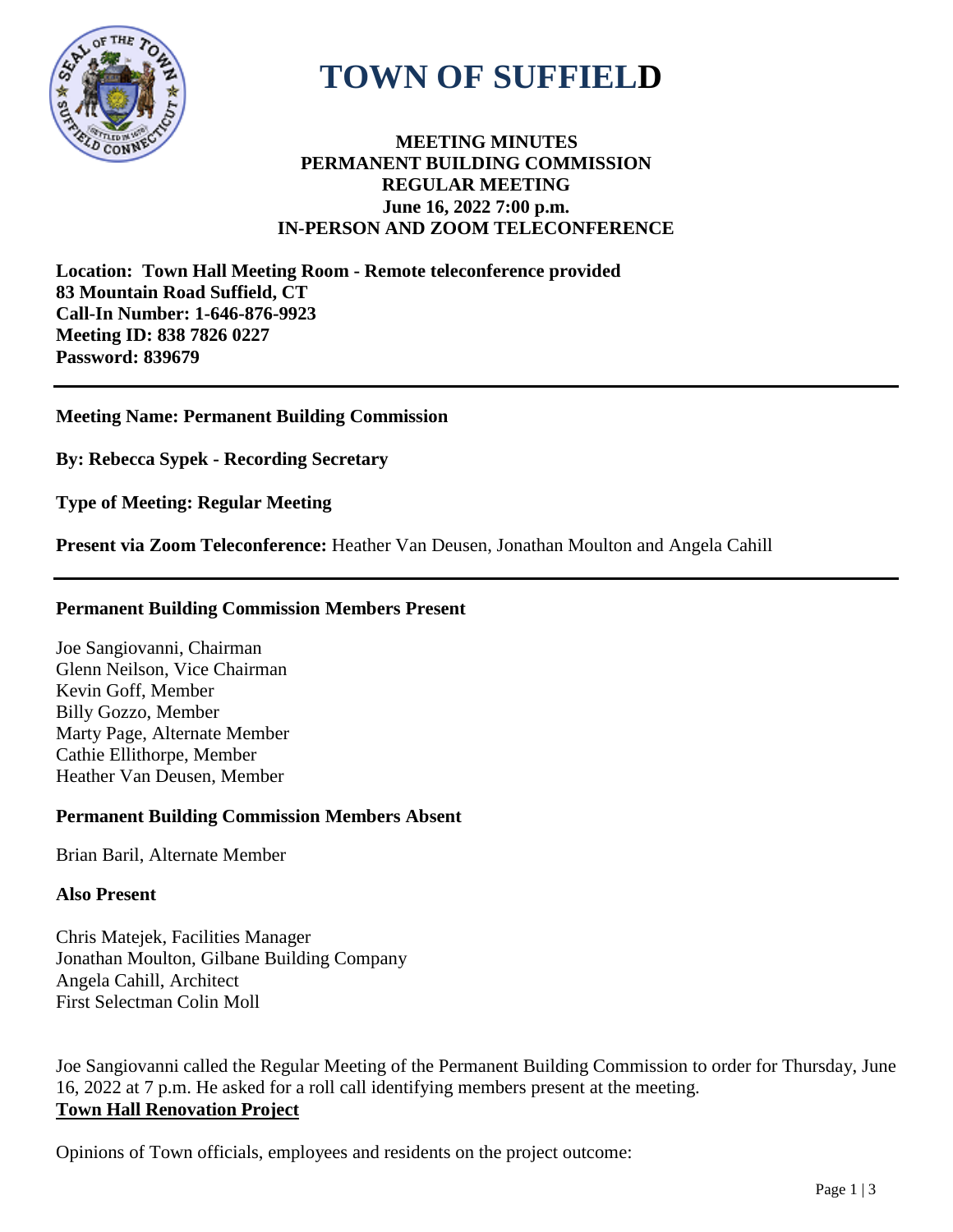# TOWN OF SUFFIELD

**MEETING MINUTES**
**PERMANENT BUILDING COMMISSION**
**REGULAR MEETING**
**June 16, 2022 7:00 p.m.**
**IN-PERSON AND ZOOM TELECONFERENCE**

**Location: Town Hall Meeting Room - Remote teleconference provided**
**83 Mountain Road Suffield, CT**
**Call-In Number: 1-646-876-9923**
**Meeting ID: 838 7826 0227**
**Password: 839679**

---

**Meeting Name: Permanent Building Commission**

**By: Rebecca Sypek - Recording Secretary**

**Type of Meeting: Regular Meeting**

**Present via Zoom Teleconference:** Heather Van Deusen, Jonathan Moulton and Angela Cahill

---

**Permanent Building Commission Members Present**

Joe Sangiovanni, Chairman
Glenn Neilson, Vice Chairman
Kevin Goff, Member
Billy Gozzo, Member
Marty Page, Alternate Member
Cathie Ellithorpe, Member
Heather Van Deusen, Member

**Permanent Building Commission Members Absent**

Brian Baril, Alternate Member

**Also Present**

Chris Matejek, Facilities Manager
Jonathan Moulton, Gilbane Building Company
Angela Cahill, Architect
First Selectman Colin Moll

Joe Sangiovanni called the Regular Meeting of the Permanent Building Commission to order for Thursday, June 16, 2022 at 7 p.m. He asked for a roll call identifying members present at the meeting.

**Town Hall Renovation Project**

Opinions of Town officials, employees and residents on the project outcome: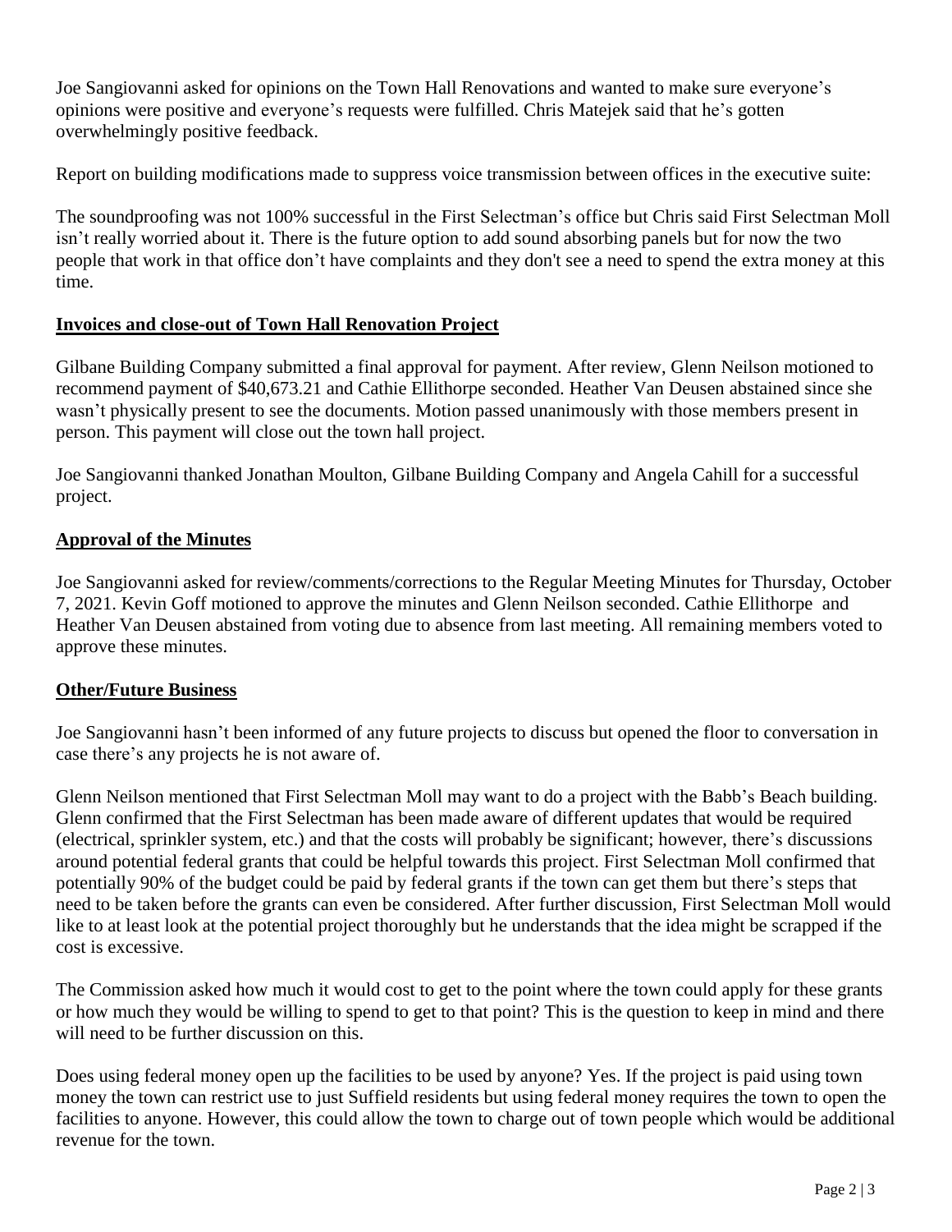Joe Sangiovanni asked for opinions on the Town Hall Renovations and wanted to make sure everyone's opinions were positive and everyone's requests were fulfilled. Chris Matejek said that he's gotten overwhelmingly positive feedback.

Report on building modifications made to suppress voice transmission between offices in the executive suite:

The soundproofing was not 100% successful in the First Selectman's office but Chris said First Selectman Moll isn't really worried about it. There is the future option to add sound absorbing panels but for now the two people that work in that office don't have complaints and they don't see a need to spend the extra money at this time.

**Invoices and close-out of Town Hall Renovation Project**

Gilbane Building Company submitted a final approval for payment. After review, Glenn Neilson motioned to recommend payment of $40,673.21 and Cathie Ellithorpe seconded. Heather Van Deusen abstained since she wasn't physically present to see the documents. Motion passed unanimously with those members present in person. This payment will close out the town hall project.

Joe Sangiovanni thanked Jonathan Moulton, Gilbane Building Company and Angela Cahill for a successful project.

**Approval of the Minutes**

Joe Sangiovanni asked for review/comments/corrections to the Regular Meeting Minutes for Thursday, October 7, 2021. Kevin Goff motioned to approve the minutes and Glenn Neilson seconded. Cathie Ellithorpe and Heather Van Deusen abstained from voting due to absence from last meeting. All remaining members voted to approve these minutes.

**Other/Future Business**

Joe Sangiovanni hasn't been informed of any future projects to discuss but opened the floor to conversation in case there's any projects he is not aware of.

Glenn Neilson mentioned that First Selectman Moll may want to do a project with the Babb's Beach building. Glenn confirmed that the First Selectman has been made aware of different updates that would be required (electrical, sprinkler system, etc.) and that the costs will probably be significant; however, there's discussions around potential federal grants that could be helpful towards this project. First Selectman Moll confirmed that potentially 90% of the budget could be paid by federal grants if the town can get them but there's steps that need to be taken before the grants can even be considered. After further discussion, First Selectman Moll would like to at least look at the potential project thoroughly but he understands that the idea might be scrapped if the cost is excessive.

The Commission asked how much it would cost to get to the point where the town could apply for these grants or how much they would be willing to spend to get to that point? This is the question to keep in mind and there will need to be further discussion on this.

Does using federal money open up the facilities to be used by anyone? Yes. If the project is paid using town money the town can restrict use to just Suffield residents but using federal money requires the town to open the facilities to anyone. However, this could allow the town to charge out of town people which would be additional revenue for the town.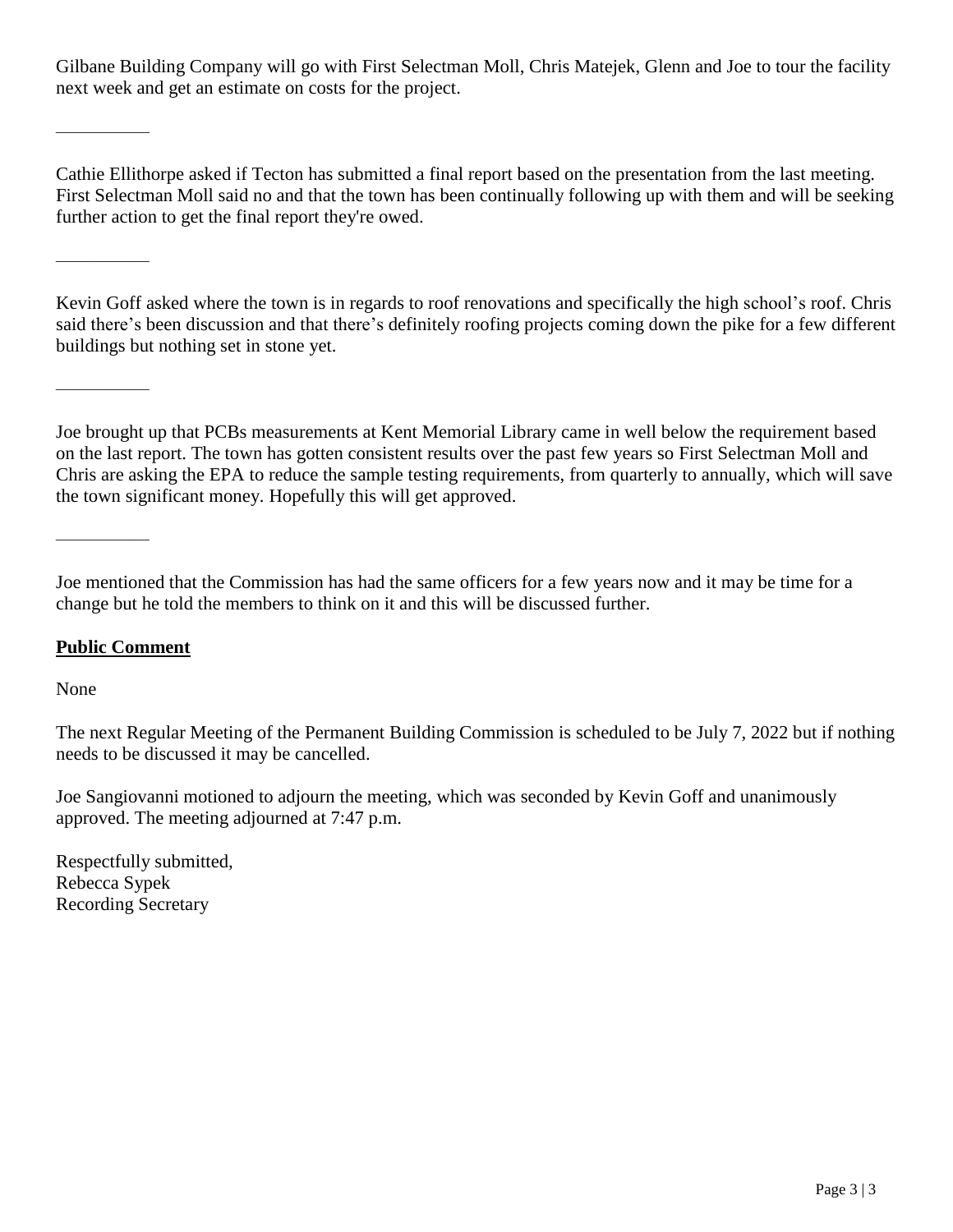Gilbane Building Company will go with First Selectman Moll, Chris Matejek, Glenn and Joe to tour the facility next week and get an estimate on costs for the project.

---

Cathie Ellithorpe asked if Tecton has submitted a final report based on the presentation from the last meeting. First Selectman Moll said no and that the town has been continually following up with them and will be seeking further action to get the final report they're owed.

---

Kevin Goff asked where the town is in regards to roof renovations and specifically the high school's roof. Chris said there's been discussion and that there's definitely roofing projects coming down the pike for a few different buildings but nothing set in stone yet.

---

Joe brought up that PCBs measurements at Kent Memorial Library came in well below the requirement based on the last report. The town has gotten consistent results over the past few years so First Selectman Moll and Chris are asking the EPA to reduce the sample testing requirements, from quarterly to annually, which will save the town significant money. Hopefully this will get approved.

---

Joe mentioned that the Commission has had the same officers for a few years now and it may be time for a change but he told the members to think on it and this will be discussed further.

**Public Comment**

None

The next Regular Meeting of the Permanent Building Commission is scheduled to be July 7, 2022 but if nothing needs to be discussed it may be cancelled.

Joe Sangiovanni motioned to adjourn the meeting, which was seconded by Kevin Goff and unanimously approved. The meeting adjourned at 7:47 p.m.

Respectfully submitted,
Rebecca Sypek
Recording Secretary